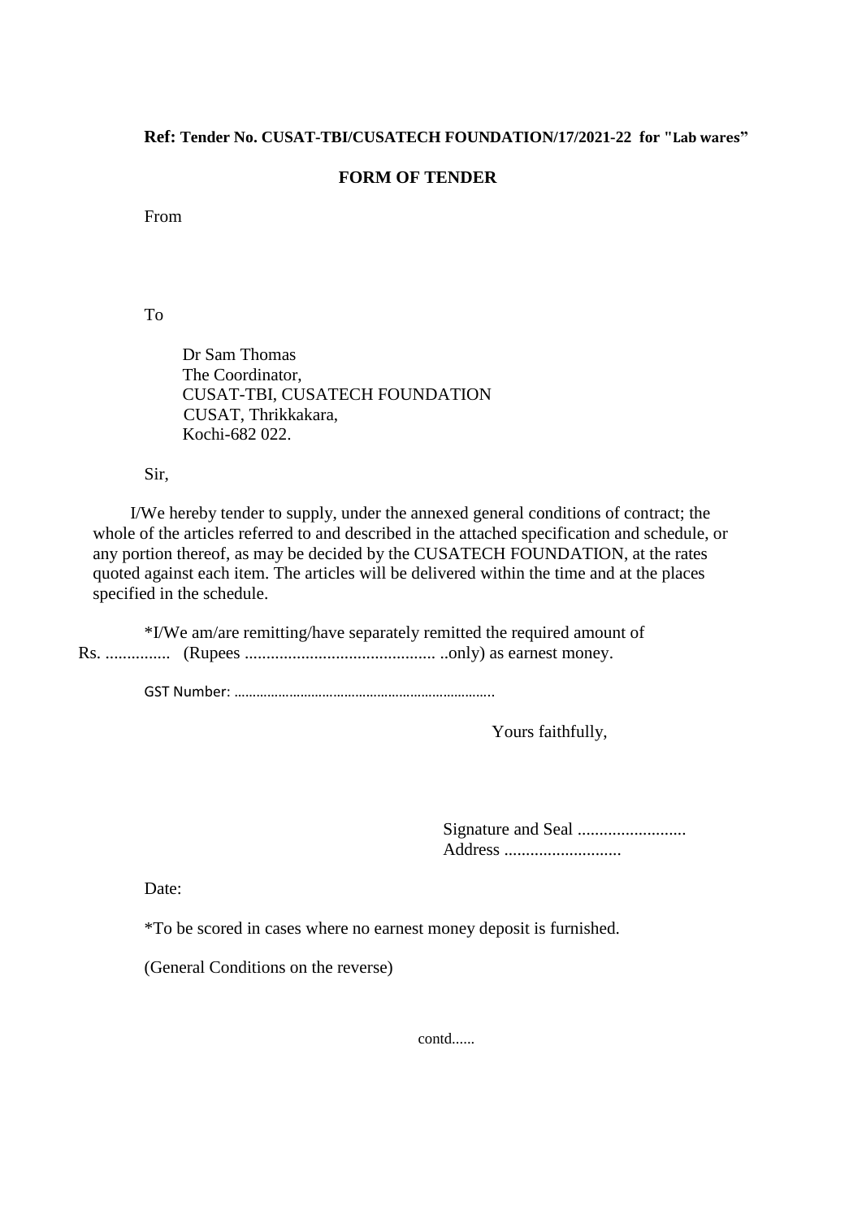**Ref: Tender No. CUSAT-TBI/CUSATECH FOUNDATION/17/2021-22 for "Lab wares"**

## FORM OF TENDER

From

To

Dr Sam Thomas
The Coordinator,
CUSAT-TBI, CUSATECH FOUNDATION
CUSAT, Thrikkakara,
Kochi-682 022.

Sir,

I/We hereby tender to supply, under the annexed general conditions of contract; the whole of the articles referred to and described in the attached specification and schedule, or any portion thereof, as may be decided by the CUSATECH FOUNDATION, at the rates quoted against each item. The articles will be delivered within the time and at the places specified in the schedule.

*I/We am/are remitting/have separately remitted the required amount of Rs. ............... (Rupees ............................................ ..only) as earnest money.

GST Number: .....................................................................

Yours faithfully,

Signature and Seal .........................
Address ...........................

Date:

*To be scored in cases where no earnest money deposit is furnished.

(General Conditions on the reverse)

contd......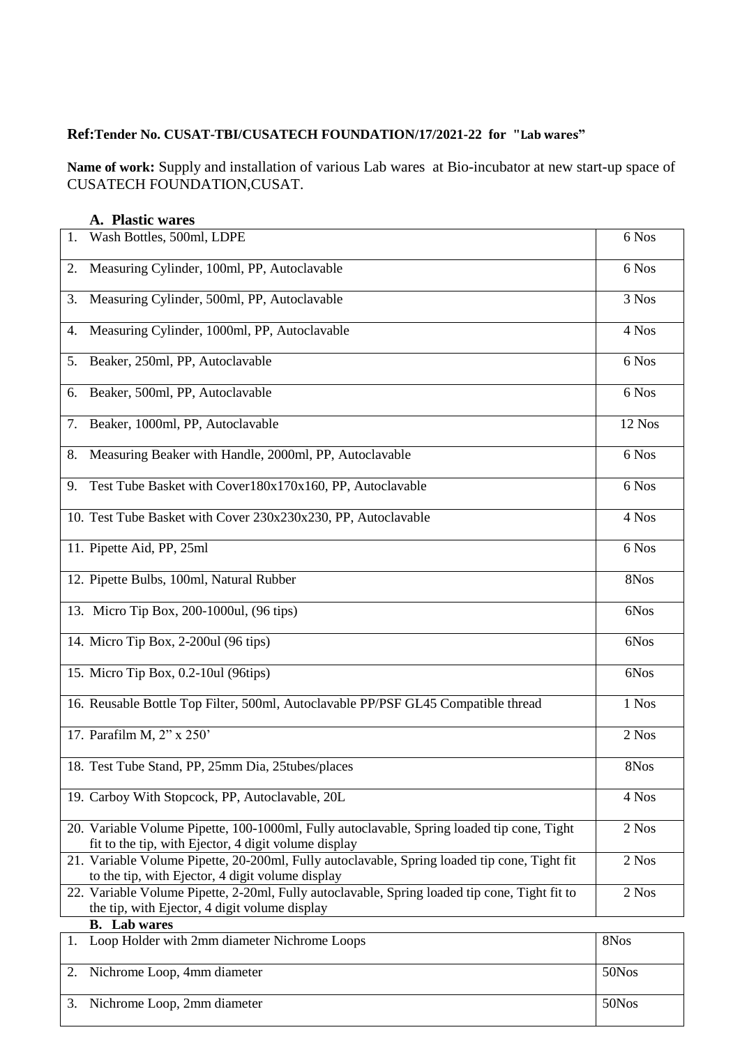**Ref:Tender No. CUSAT-TBI/CUSATECH FOUNDATION/17/2021-22 for "Lab wares"**

**Name of work:** Supply and installation of various Lab wares at Bio-incubator at new start-up space of CUSATECH FOUNDATION,CUSAT.

### A. Plastic wares

| Item | Qty |
|---|---|
| 1. Wash Bottles, 500ml, LDPE | 6 Nos |
| 2. Measuring Cylinder, 100ml, PP, Autoclavable | 6 Nos |
| 3. Measuring Cylinder, 500ml, PP, Autoclavable | 3 Nos |
| 4. Measuring Cylinder, 1000ml, PP, Autoclavable | 4 Nos |
| 5. Beaker, 250ml, PP, Autoclavable | 6 Nos |
| 6. Beaker, 500ml, PP, Autoclavable | 6 Nos |
| 7. Beaker, 1000ml, PP, Autoclavable | 12 Nos |
| 8. Measuring Beaker with Handle, 2000ml, PP, Autoclavable | 6 Nos |
| 9. Test Tube Basket with Cover180x170x160, PP, Autoclavable | 6 Nos |
| 10. Test Tube Basket with Cover 230x230x230, PP, Autoclavable | 4 Nos |
| 11. Pipette Aid, PP, 25ml | 6 Nos |
| 12. Pipette Bulbs, 100ml, Natural Rubber | 8Nos |
| 13. Micro Tip Box, 200-1000ul, (96 tips) | 6Nos |
| 14. Micro Tip Box, 2-200ul (96 tips) | 6Nos |
| 15. Micro Tip Box, 0.2-10ul (96tips) | 6Nos |
| 16. Reusable Bottle Top Filter, 500ml, Autoclavable PP/PSF GL45 Compatible thread | 1 Nos |
| 17. Parafilm M, 2" x 250' | 2 Nos |
| 18. Test Tube Stand, PP, 25mm Dia, 25tubes/places | 8Nos |
| 19. Carboy With Stopcock, PP, Autoclavable, 20L | 4 Nos |
| 20. Variable Volume Pipette, 100-1000ml, Fully autoclavable, Spring loaded tip cone, Tight fit to the tip, with Ejector, 4 digit volume display | 2 Nos |
| 21. Variable Volume Pipette, 20-200ml, Fully autoclavable, Spring loaded tip cone, Tight fit to the tip, with Ejector, 4 digit volume display | 2 Nos |
| 22. Variable Volume Pipette, 2-20ml, Fully autoclavable, Spring loaded tip cone, Tight fit to the tip, with Ejector, 4 digit volume display | 2 Nos |

### B. Lab wares

| Item | Qty |
|---|---|
| 1. Loop Holder with 2mm diameter Nichrome Loops | 8Nos |
| 2. Nichrome Loop, 4mm diameter | 50Nos |
| 3. Nichrome Loop, 2mm diameter | 50Nos |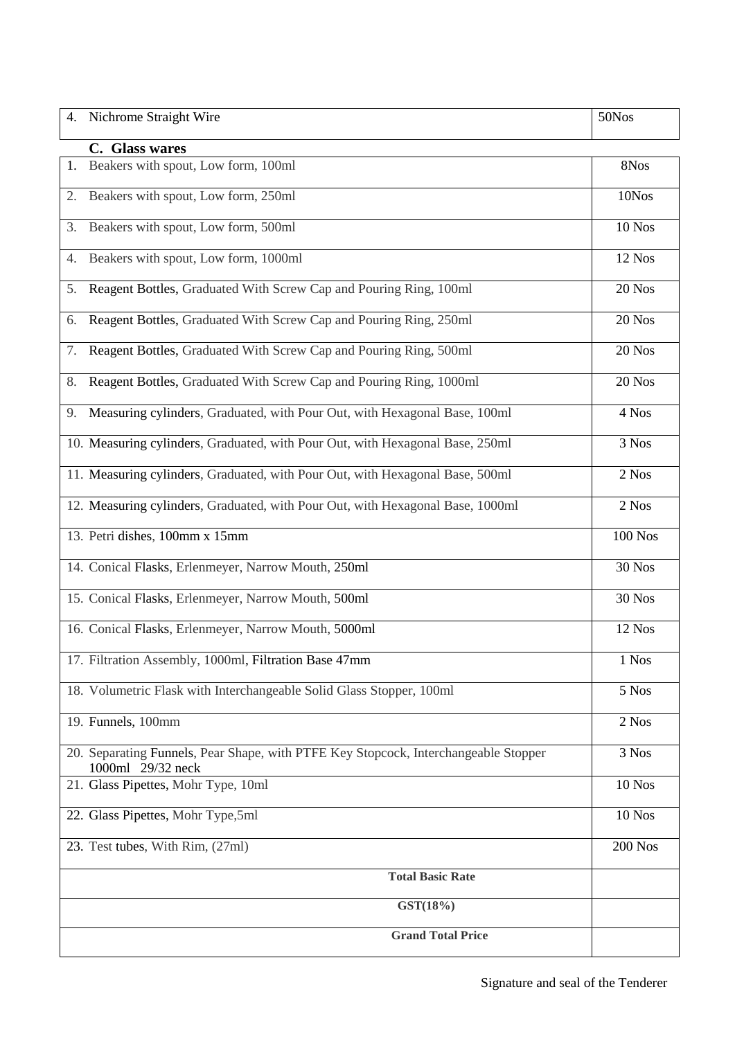| | |
|---|---|
| 4. Nichrome Straight Wire | 50Nos |

**C. Glass wares**

| | |
|---|---|
| 1. Beakers with spout, Low form, 100ml | 8Nos |
| 2. Beakers with spout, Low form, 250ml | 10Nos |
| 3. Beakers with spout, Low form, 500ml | 10 Nos |
| 4. Beakers with spout, Low form, 1000ml | 12 Nos |
| 5. Reagent Bottles, Graduated With Screw Cap and Pouring Ring, 100ml | 20 Nos |
| 6. Reagent Bottles, Graduated With Screw Cap and Pouring Ring, 250ml | 20 Nos |
| 7. Reagent Bottles, Graduated With Screw Cap and Pouring Ring, 500ml | 20 Nos |
| 8. Reagent Bottles, Graduated With Screw Cap and Pouring Ring, 1000ml | 20 Nos |
| 9. Measuring cylinders, Graduated, with Pour Out, with Hexagonal Base, 100ml | 4 Nos |
| 10. Measuring cylinders, Graduated, with Pour Out, with Hexagonal Base, 250ml | 3 Nos |
| 11. Measuring cylinders, Graduated, with Pour Out, with Hexagonal Base, 500ml | 2 Nos |
| 12. Measuring cylinders, Graduated, with Pour Out, with Hexagonal Base, 1000ml | 2 Nos |
| 13. Petri dishes, 100mm x 15mm | 100 Nos |
| 14. Conical Flasks, Erlenmeyer, Narrow Mouth, 250ml | 30 Nos |
| 15. Conical Flasks, Erlenmeyer, Narrow Mouth, 500ml | 30 Nos |
| 16. Conical Flasks, Erlenmeyer, Narrow Mouth, 5000ml | 12 Nos |
| 17. Filtration Assembly, 1000ml, Filtration Base 47mm | 1 Nos |
| 18. Volumetric Flask with Interchangeable Solid Glass Stopper, 100ml | 5 Nos |
| 19. Funnels, 100mm | 2 Nos |
| 20. Separating Funnels, Pear Shape, with PTFE Key Stopcock, Interchangeable Stopper 1000ml 29/32 neck | 3 Nos |
| 21. Glass Pipettes, Mohr Type, 10ml | 10 Nos |
| 22. Glass Pipettes, Mohr Type,5ml | 10 Nos |
| 23. Test tubes, With Rim, (27ml) | 200 Nos |
| **Total Basic Rate** | |
| **GST(18%)** | |
| **Grand Total Price** | |

Signature and seal of the Tenderer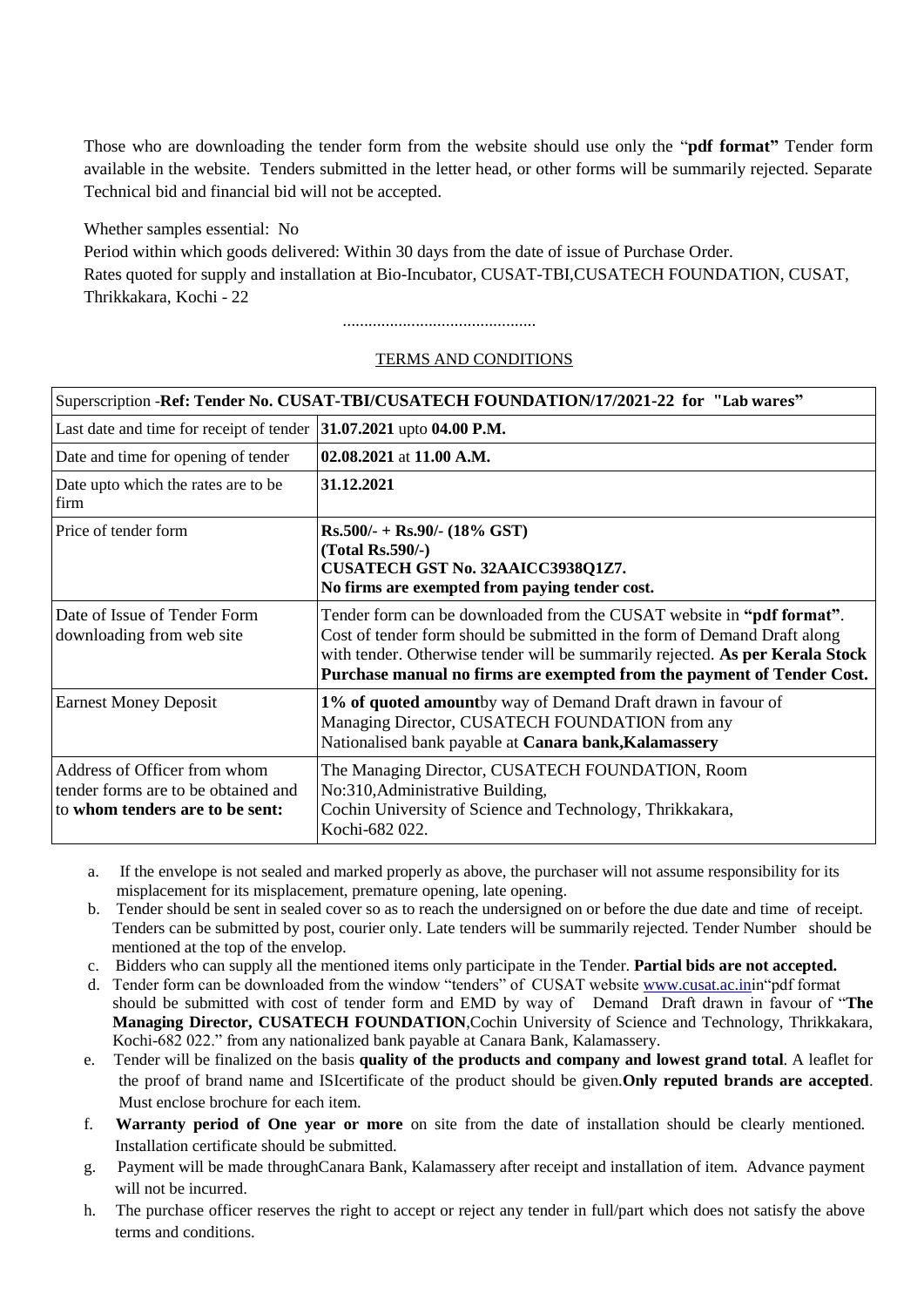Those who are downloading the tender form from the website should use only the "**pdf format"** Tender form available in the website. Tenders submitted in the letter head, or other forms will be summarily rejected. Separate Technical bid and financial bid will not be accepted.

Whether samples essential: No

Period within which goods delivered: Within 30 days from the date of issue of Purchase Order.

Rates quoted for supply and installation at Bio-Incubator, CUSAT-TBI,CUSATECH FOUNDATION, CUSAT, Thrikkakara, Kochi - 22

............................................

TERMS AND CONDITIONS

| Superscription -**Ref: Tender No. CUSAT-TBI/CUSATECH FOUNDATION/17/2021-22 for "Lab wares"** | |
|---|---|
| Last date and time for receipt of tender | **31.07.2021** upto **04.00 P.M.** |
| Date and time for opening of tender | **02.08.2021** at **11.00 A.M.** |
| Date upto which the rates are to be firm | **31.12.2021** |
| Price of tender form | **Rs.500/- + Rs.90/- (18% GST)**<br>**(Total Rs.590/-)**<br>**CUSATECH GST No. 32AAICC3938Q1Z7.**<br>**No firms are exempted from paying tender cost.** |
| Date of Issue of Tender Form downloading from web site | Tender form can be downloaded from the CUSAT website in **"pdf format"**. Cost of tender form should be submitted in the form of Demand Draft along with tender. Otherwise tender will be summarily rejected. **As per Kerala Stock Purchase manual no firms are exempted from the payment of Tender Cost.** |
| Earnest Money Deposit | **1% of quoted amount**by way of Demand Draft drawn in favour of Managing Director, CUSATECH FOUNDATION from any Nationalised bank payable at **Canara bank,Kalamassery** |
| Address of Officer from whom tender forms are to be obtained and to **whom tenders are to be sent:** | The Managing Director, CUSATECH FOUNDATION, Room No:310,Administrative Building,<br>Cochin University of Science and Technology, Thrikkakara, Kochi-682 022. |

a. If the envelope is not sealed and marked properly as above, the purchaser will not assume responsibility for its misplacement for its misplacement, premature opening, late opening.

b. Tender should be sent in sealed cover so as to reach the undersigned on or before the due date and time of receipt. Tenders can be submitted by post, courier only. Late tenders will be summarily rejected. Tender Number should be mentioned at the top of the envelop.

c. Bidders who can supply all the mentioned items only participate in the Tender. **Partial bids are not accepted.**

d. Tender form can be downloaded from the window "tenders" of CUSAT website www.cusat.ac.inin"pdf format should be submitted with cost of tender form and EMD by way of Demand Draft drawn in favour of "**The Managing Director, CUSATECH FOUNDATION**,Cochin University of Science and Technology, Thrikkakara, Kochi-682 022." from any nationalized bank payable at Canara Bank, Kalamassery.

e. Tender will be finalized on the basis **quality of the products and company and lowest grand total**. A leaflet for the proof of brand name and ISIcertificate of the product should be given.**Only reputed brands are accepted**. Must enclose brochure for each item.

f. **Warranty period of One year or more** on site from the date of installation should be clearly mentioned. Installation certificate should be submitted.

g. Payment will be made throughCanara Bank, Kalamassery after receipt and installation of item. Advance payment will not be incurred.

h. The purchase officer reserves the right to accept or reject any tender in full/part which does not satisfy the above terms and conditions.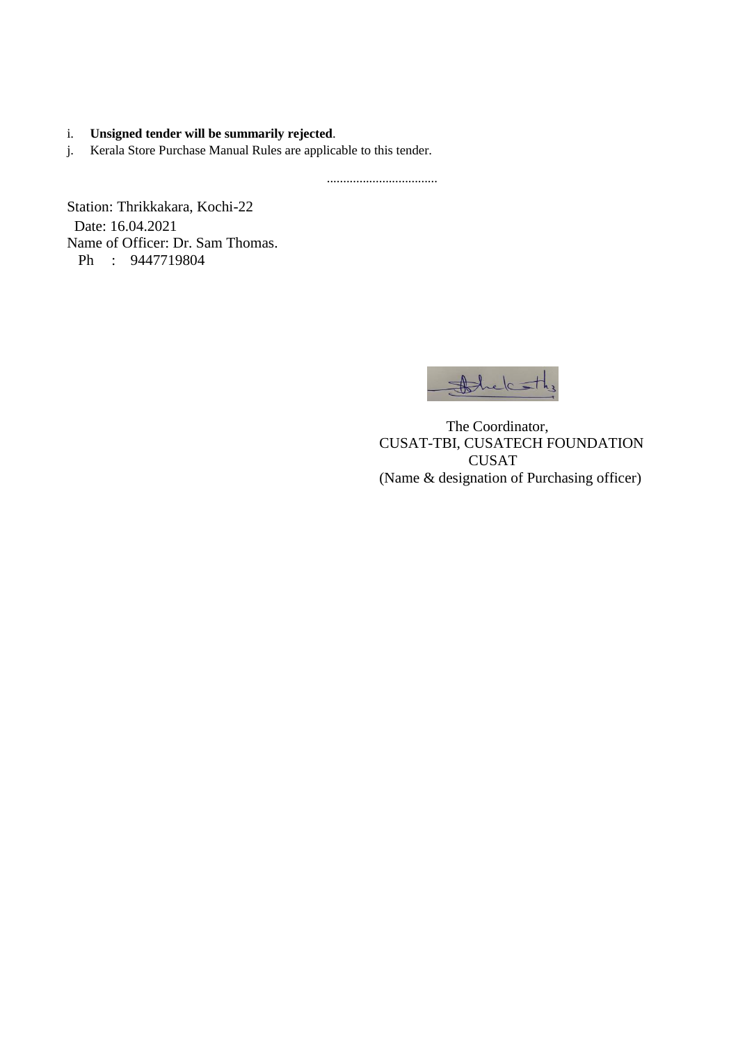i. **Unsigned tender will be summarily rejected**.

j. Kerala Store Purchase Manual Rules are applicable to this tender.

..................................

Station: Thrikkakara, Kochi-22

Date: 16.04.2021

Name of Officer: Dr. Sam Thomas.

Ph : 9447719804

The Coordinator,
CUSAT-TBI, CUSATECH FOUNDATION
CUSAT
(Name & designation of Purchasing officer)